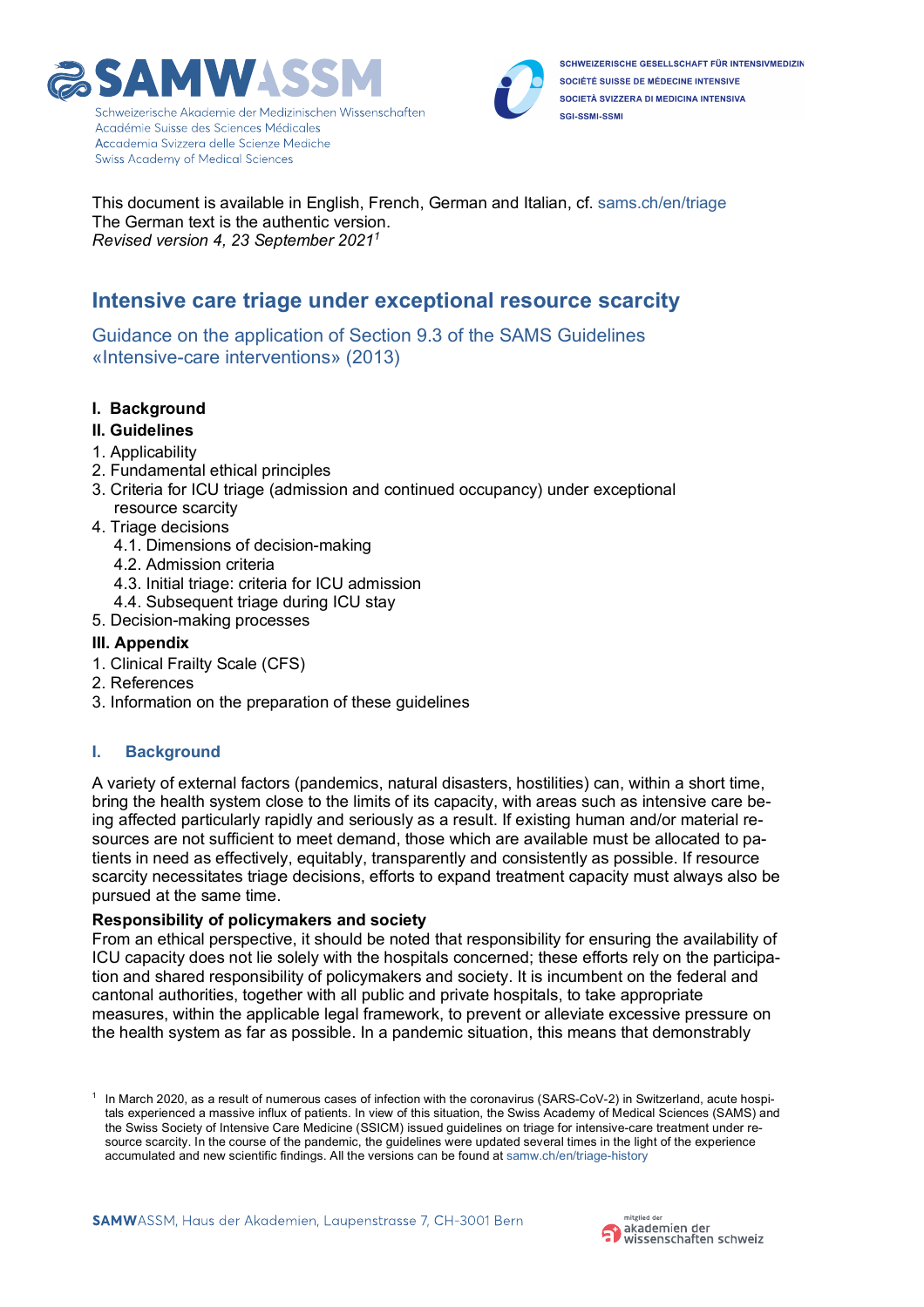SAMW ASSM
Schweizerische Akademie der Medizinischen Wissenschaften
Académie Suisse des Sciences Médicales
Accademia Svizzera delle Scienze Mediche
Swiss Academy of Medical Sciences

SCHWEIZERISCHE GESELLSCHAFT FÜR INTENSIVMEDIZIN
SOCIÉTÉ SUISSE DE MÉDECINE INTENSIVE
SOCIETÀ SVIZZERA DI MEDICINA INTENSIVA
SGI-SSMI-SSMI

This document is available in English, French, German and Italian, cf. sams.ch/en/triage
The German text is the authentic version.
*Revised version 4, 23 September 2021*[1]

# Intensive care triage under exceptional resource scarcity

## Guidance on the application of Section 9.3 of the SAMS Guidelines «Intensive-care interventions» (2013)

**I. Background**

**II. Guidelines**

1. Applicability
2. Fundamental ethical principles
3. Criteria for ICU triage (admission and continued occupancy) under exceptional resource scarcity
4. Triage decisions
   4.1. Dimensions of decision-making
   4.2. Admission criteria
   4.3. Initial triage: criteria for ICU admission
   4.4. Subsequent triage during ICU stay
5. Decision-making processes

**III. Appendix**

1. Clinical Frailty Scale (CFS)
2. References
3. Information on the preparation of these guidelines

## I. Background

A variety of external factors (pandemics, natural disasters, hostilities) can, within a short time, bring the health system close to the limits of its capacity, with areas such as intensive care being affected particularly rapidly and seriously as a result. If existing human and/or material resources are not sufficient to meet demand, those which are available must be allocated to patients in need as effectively, equitably, transparently and consistently as possible. If resource scarcity necessitates triage decisions, efforts to expand treatment capacity must always also be pursued at the same time.

**Responsibility of policymakers and society**

From an ethical perspective, it should be noted that responsibility for ensuring the availability of ICU capacity does not lie solely with the hospitals concerned; these efforts rely on the participation and shared responsibility of policymakers and society. It is incumbent on the federal and cantonal authorities, together with all public and private hospitals, to take appropriate measures, within the applicable legal framework, to prevent or alleviate excessive pressure on the health system as far as possible. In a pandemic situation, this means that demonstrably

[1] In March 2020, as a result of numerous cases of infection with the coronavirus (SARS-CoV-2) in Switzerland, acute hospitals experienced a massive influx of patients. In view of this situation, the Swiss Academy of Medical Sciences (SAMS) and the Swiss Society of Intensive Care Medicine (SSICM) issued guidelines on triage for intensive-care treatment under resource scarcity. In the course of the pandemic, the guidelines were updated several times in the light of the experience accumulated and new scientific findings. All the versions can be found at samw.ch/en/triage-history

SAMWASSM, Haus der Akademien, Laupenstrasse 7, CH-3001 Bern

Mitglied der akademien der wissenschaften schweiz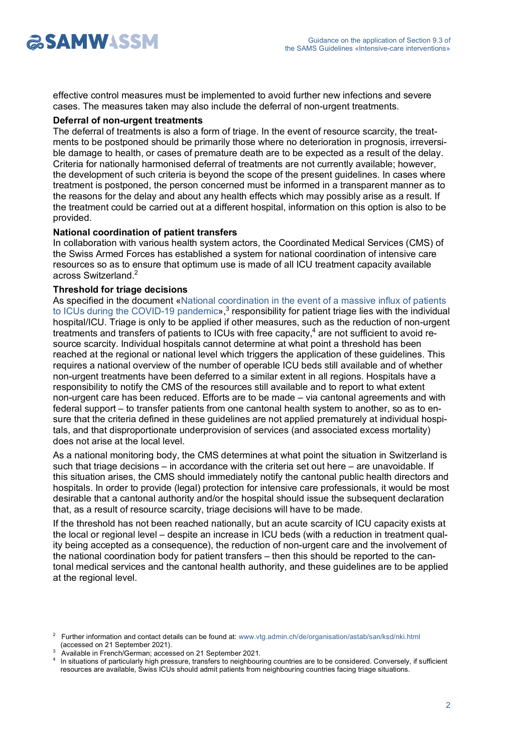effective control measures must be implemented to avoid further new infections and severe cases. The measures taken may also include the deferral of non-urgent treatments.

**Deferral of non-urgent treatments**

The deferral of treatments is also a form of triage. In the event of resource scarcity, the treatments to be postponed should be primarily those where no deterioration in prognosis, irreversible damage to health, or cases of premature death are to be expected as a result of the delay. Criteria for nationally harmonised deferral of treatments are not currently available; however, the development of such criteria is beyond the scope of the present guidelines. In cases where treatment is postponed, the person concerned must be informed in a transparent manner as to the reasons for the delay and about any health effects which may possibly arise as a result. If the treatment could be carried out at a different hospital, information on this option is also to be provided.

**National coordination of patient transfers**

In collaboration with various health system actors, the Coordinated Medical Services (CMS) of the Swiss Armed Forces has established a system for national coordination of intensive care resources so as to ensure that optimum use is made of all ICU treatment capacity available across Switzerland.[2]

**Threshold for triage decisions**

As specified in the document «National coordination in the event of a massive influx of patients to ICUs during the COVID-19 pandemic»,[3] responsibility for patient triage lies with the individual hospital/ICU. Triage is only to be applied if other measures, such as the reduction of non-urgent treatments and transfers of patients to ICUs with free capacity,[4] are not sufficient to avoid resource scarcity. Individual hospitals cannot determine at what point a threshold has been reached at the regional or national level which triggers the application of these guidelines. This requires a national overview of the number of operable ICU beds still available and of whether non-urgent treatments have been deferred to a similar extent in all regions. Hospitals have a responsibility to notify the CMS of the resources still available and to report to what extent non-urgent care has been reduced. Efforts are to be made – via cantonal agreements and with federal support – to transfer patients from one cantonal health system to another, so as to ensure that the criteria defined in these guidelines are not applied prematurely at individual hospitals, and that disproportionate underprovision of services (and associated excess mortality) does not arise at the local level.

As a national monitoring body, the CMS determines at what point the situation in Switzerland is such that triage decisions – in accordance with the criteria set out here – are unavoidable. If this situation arises, the CMS should immediately notify the cantonal public health directors and hospitals. In order to provide (legal) protection for intensive care professionals, it would be most desirable that a cantonal authority and/or the hospital should issue the subsequent declaration that, as a result of resource scarcity, triage decisions will have to be made.

If the threshold has not been reached nationally, but an acute scarcity of ICU capacity exists at the local or regional level – despite an increase in ICU beds (with a reduction in treatment quality being accepted as a consequence), the reduction of non-urgent care and the involvement of the national coordination body for patient transfers – then this should be reported to the cantonal medical services and the cantonal health authority, and these guidelines are to be applied at the regional level.

---

[2] Further information and contact details can be found at: www.vtg.admin.ch/de/organisation/astab/san/ksd/nki.html (accessed on 21 September 2021).

[3] Available in French/German; accessed on 21 September 2021.

[4] In situations of particularly high pressure, transfers to neighbouring countries are to be considered. Conversely, if sufficient resources are available, Swiss ICUs should admit patients from neighbouring countries facing triage situations.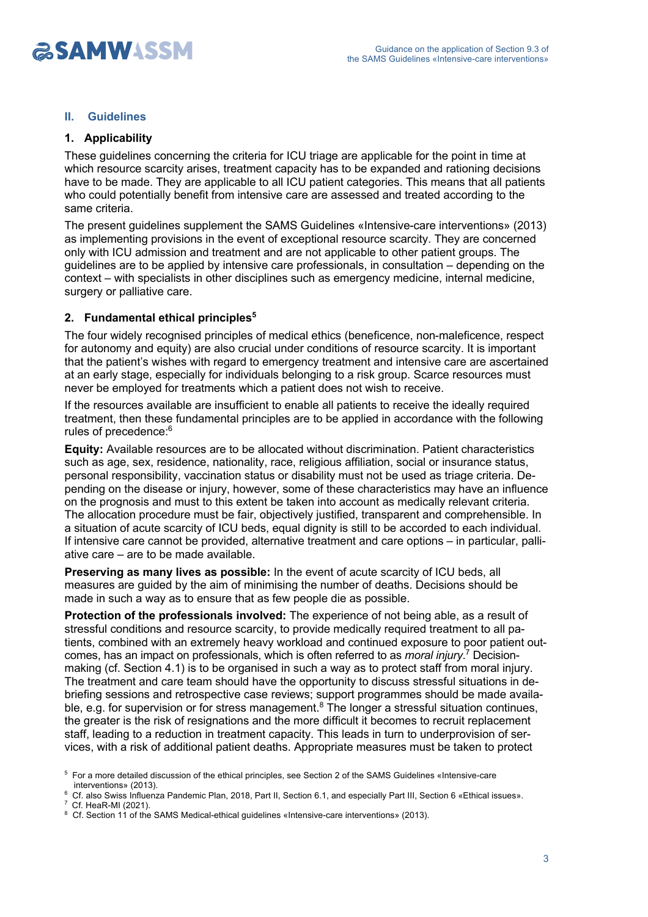## II. Guidelines

### 1. Applicability

These guidelines concerning the criteria for ICU triage are applicable for the point in time at which resource scarcity arises, treatment capacity has to be expanded and rationing decisions have to be made. They are applicable to all ICU patient categories. This means that all patients who could potentially benefit from intensive care are assessed and treated according to the same criteria.

The present guidelines supplement the SAMS Guidelines «Intensive-care interventions» (2013) as implementing provisions in the event of exceptional resource scarcity. They are concerned only with ICU admission and treatment and are not applicable to other patient groups. The guidelines are to be applied by intensive care professionals, in consultation – depending on the context – with specialists in other disciplines such as emergency medicine, internal medicine, surgery or palliative care.

### 2. Fundamental ethical principles[5]

The four widely recognised principles of medical ethics (beneficence, non-maleficence, respect for autonomy and equity) are also crucial under conditions of resource scarcity. It is important that the patient's wishes with regard to emergency treatment and intensive care are ascertained at an early stage, especially for individuals belonging to a risk group. Scarce resources must never be employed for treatments which a patient does not wish to receive.

If the resources available are insufficient to enable all patients to receive the ideally required treatment, then these fundamental principles are to be applied in accordance with the following rules of precedence:[6]

**Equity:** Available resources are to be allocated without discrimination. Patient characteristics such as age, sex, residence, nationality, race, religious affiliation, social or insurance status, personal responsibility, vaccination status or disability must not be used as triage criteria. Depending on the disease or injury, however, some of these characteristics may have an influence on the prognosis and must to this extent be taken into account as medically relevant criteria. The allocation procedure must be fair, objectively justified, transparent and comprehensible. In a situation of acute scarcity of ICU beds, equal dignity is still to be accorded to each individual. If intensive care cannot be provided, alternative treatment and care options – in particular, palliative care – are to be made available.

**Preserving as many lives as possible:** In the event of acute scarcity of ICU beds, all measures are guided by the aim of minimising the number of deaths. Decisions should be made in such a way as to ensure that as few people die as possible.

**Protection of the professionals involved:** The experience of not being able, as a result of stressful conditions and resource scarcity, to provide medically required treatment to all patients, combined with an extremely heavy workload and continued exposure to poor patient outcomes, has an impact on professionals, which is often referred to as *moral injury*.[7] Decision-making (cf. Section 4.1) is to be organised in such a way as to protect staff from moral injury. The treatment and care team should have the opportunity to discuss stressful situations in debriefing sessions and retrospective case reviews; support programmes should be made available, e.g. for supervision or for stress management.[8] The longer a stressful situation continues, the greater is the risk of resignations and the more difficult it becomes to recruit replacement staff, leading to a reduction in treatment capacity. This leads in turn to underprovision of services, with a risk of additional patient deaths. Appropriate measures must be taken to protect

[5] For a more detailed discussion of the ethical principles, see Section 2 of the SAMS Guidelines «Intensive-care interventions» (2013).

[6] Cf. also Swiss Influenza Pandemic Plan, 2018, Part II, Section 6.1, and especially Part III, Section 6 «Ethical issues».

[7] Cf. HeaR-MI (2021).

[8] Cf. Section 11 of the SAMS Medical-ethical guidelines «Intensive-care interventions» (2013).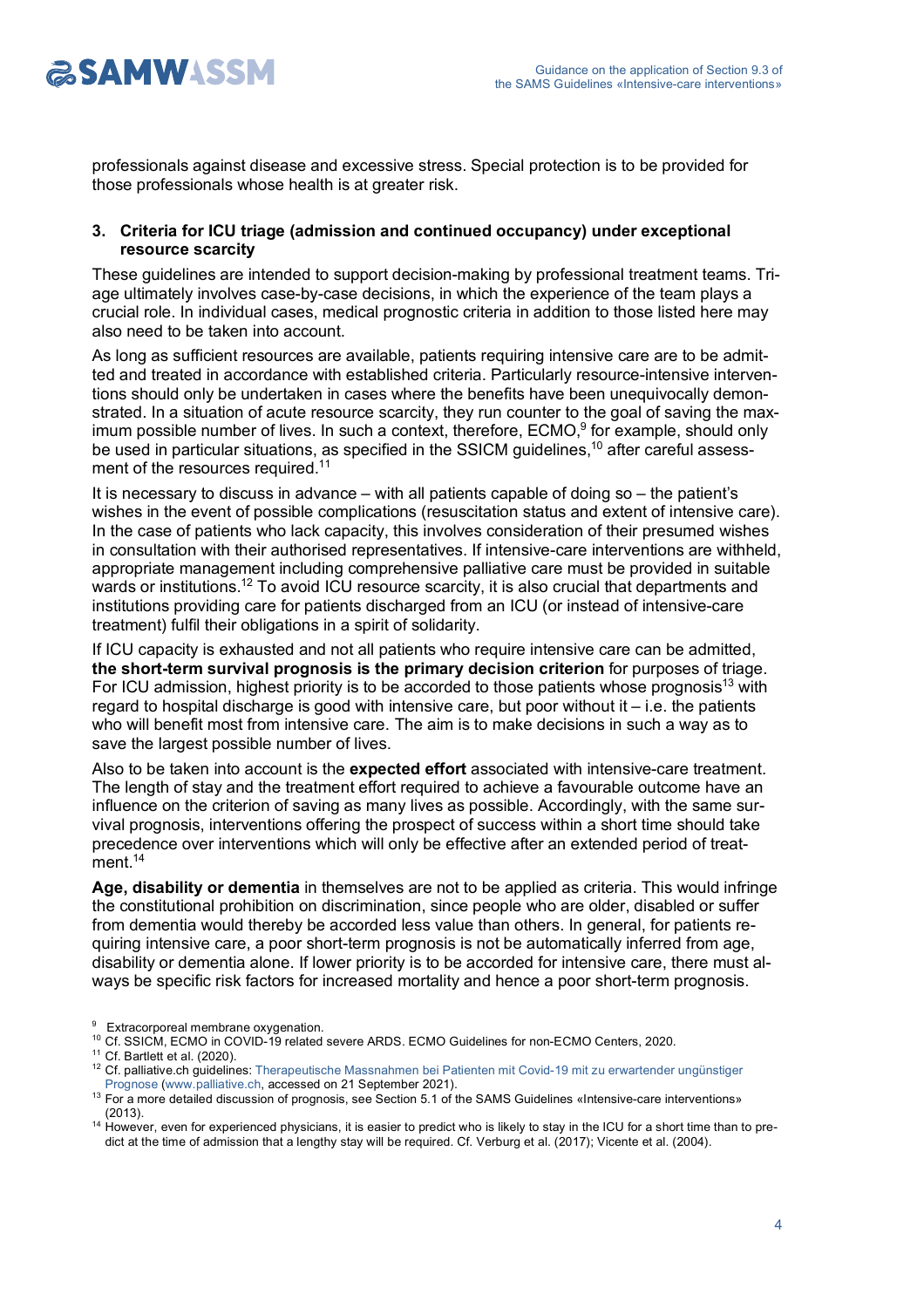professionals against disease and excessive stress. Special protection is to be provided for those professionals whose health is at greater risk.

## 3. Criteria for ICU triage (admission and continued occupancy) under exceptional resource scarcity

These guidelines are intended to support decision-making by professional treatment teams. Triage ultimately involves case-by-case decisions, in which the experience of the team plays a crucial role. In individual cases, medical prognostic criteria in addition to those listed here may also need to be taken into account.

As long as sufficient resources are available, patients requiring intensive care are to be admitted and treated in accordance with established criteria. Particularly resource-intensive interventions should only be undertaken in cases where the benefits have been unequivocally demonstrated. In a situation of acute resource scarcity, they run counter to the goal of saving the maximum possible number of lives. In such a context, therefore, ECMO,[9] for example, should only be used in particular situations, as specified in the SSICM guidelines,[10] after careful assessment of the resources required.[11]

It is necessary to discuss in advance – with all patients capable of doing so – the patient's wishes in the event of possible complications (resuscitation status and extent of intensive care). In the case of patients who lack capacity, this involves consideration of their presumed wishes in consultation with their authorised representatives. If intensive-care interventions are withheld, appropriate management including comprehensive palliative care must be provided in suitable wards or institutions.[12] To avoid ICU resource scarcity, it is also crucial that departments and institutions providing care for patients discharged from an ICU (or instead of intensive-care treatment) fulfil their obligations in a spirit of solidarity.

If ICU capacity is exhausted and not all patients who require intensive care can be admitted, **the short-term survival prognosis is the primary decision criterion** for purposes of triage. For ICU admission, highest priority is to be accorded to those patients whose prognosis[13] with regard to hospital discharge is good with intensive care, but poor without it – i.e. the patients who will benefit most from intensive care. The aim is to make decisions in such a way as to save the largest possible number of lives.

Also to be taken into account is the **expected effort** associated with intensive-care treatment. The length of stay and the treatment effort required to achieve a favourable outcome have an influence on the criterion of saving as many lives as possible. Accordingly, with the same survival prognosis, interventions offering the prospect of success within a short time should take precedence over interventions which will only be effective after an extended period of treatment.[14]

**Age, disability or dementia** in themselves are not to be applied as criteria. This would infringe the constitutional prohibition on discrimination, since people who are older, disabled or suffer from dementia would thereby be accorded less value than others. In general, for patients requiring intensive care, a poor short-term prognosis is not be automatically inferred from age, disability or dementia alone. If lower priority is to be accorded for intensive care, there must always be specific risk factors for increased mortality and hence a poor short-term prognosis.

---

[9] Extracorporeal membrane oxygenation.

[10] Cf. SSICM, ECMO in COVID-19 related severe ARDS. ECMO Guidelines for non-ECMO Centers, 2020.

[11] Cf. Bartlett et al. (2020).

[12] Cf. palliative.ch guidelines: Therapeutische Massnahmen bei Patienten mit Covid-19 mit zu erwartender ungünstiger Prognose (www.palliative.ch, accessed on 21 September 2021).

[13] For a more detailed discussion of prognosis, see Section 5.1 of the SAMS Guidelines «Intensive-care interventions» (2013).

[14] However, even for experienced physicians, it is easier to predict who is likely to stay in the ICU for a short time than to predict at the time of admission that a lengthy stay will be required. Cf. Verburg et al. (2017); Vicente et al. (2004).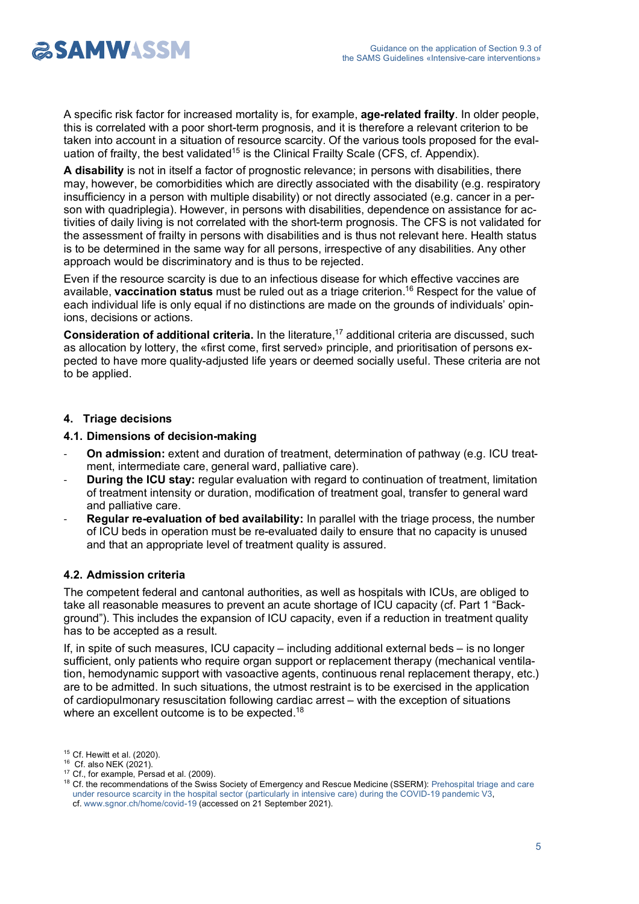A specific risk factor for increased mortality is, for example, **age-related frailty**. In older people, this is correlated with a poor short-term prognosis, and it is therefore a relevant criterion to be taken into account in a situation of resource scarcity. Of the various tools proposed for the evaluation of frailty, the best validated[15] is the Clinical Frailty Scale (CFS, cf. Appendix).

**A disability** is not in itself a factor of prognostic relevance; in persons with disabilities, there may, however, be comorbidities which are directly associated with the disability (e.g. respiratory insufficiency in a person with multiple disability) or not directly associated (e.g. cancer in a person with quadriplegia). However, in persons with disabilities, dependence on assistance for activities of daily living is not correlated with the short-term prognosis. The CFS is not validated for the assessment of frailty in persons with disabilities and is thus not relevant here. Health status is to be determined in the same way for all persons, irrespective of any disabilities. Any other approach would be discriminatory and is thus to be rejected.

Even if the resource scarcity is due to an infectious disease for which effective vaccines are available, **vaccination status** must be ruled out as a triage criterion.[16] Respect for the value of each individual life is only equal if no distinctions are made on the grounds of individuals' opinions, decisions or actions.

**Consideration of additional criteria.** In the literature,[17] additional criteria are discussed, such as allocation by lottery, the «first come, first served» principle, and prioritisation of persons expected to have more quality-adjusted life years or deemed socially useful. These criteria are not to be applied.

## 4. Triage decisions

### 4.1. Dimensions of decision-making

- **On admission:** extent and duration of treatment, determination of pathway (e.g. ICU treatment, intermediate care, general ward, palliative care).
- **During the ICU stay:** regular evaluation with regard to continuation of treatment, limitation of treatment intensity or duration, modification of treatment goal, transfer to general ward and palliative care.
- **Regular re-evaluation of bed availability:** In parallel with the triage process, the number of ICU beds in operation must be re-evaluated daily to ensure that no capacity is unused and that an appropriate level of treatment quality is assured.

### 4.2. Admission criteria

The competent federal and cantonal authorities, as well as hospitals with ICUs, are obliged to take all reasonable measures to prevent an acute shortage of ICU capacity (cf. Part 1 "Background"). This includes the expansion of ICU capacity, even if a reduction in treatment quality has to be accepted as a result.

If, in spite of such measures, ICU capacity – including additional external beds – is no longer sufficient, only patients who require organ support or replacement therapy (mechanical ventilation, hemodynamic support with vasoactive agents, continuous renal replacement therapy, etc.) are to be admitted. In such situations, the utmost restraint is to be exercised in the application of cardiopulmonary resuscitation following cardiac arrest – with the exception of situations where an excellent outcome is to be expected.[18]

[15] Cf. Hewitt et al. (2020).
[16] Cf. also NEK (2021).
[17] Cf., for example, Persad et al. (2009).
[18] Cf. the recommendations of the Swiss Society of Emergency and Rescue Medicine (SSERM): Prehospital triage and care under resource scarcity in the hospital sector (particularly in intensive care) during the COVID-19 pandemic V3, cf. www.sgnor.ch/home/covid-19 (accessed on 21 September 2021).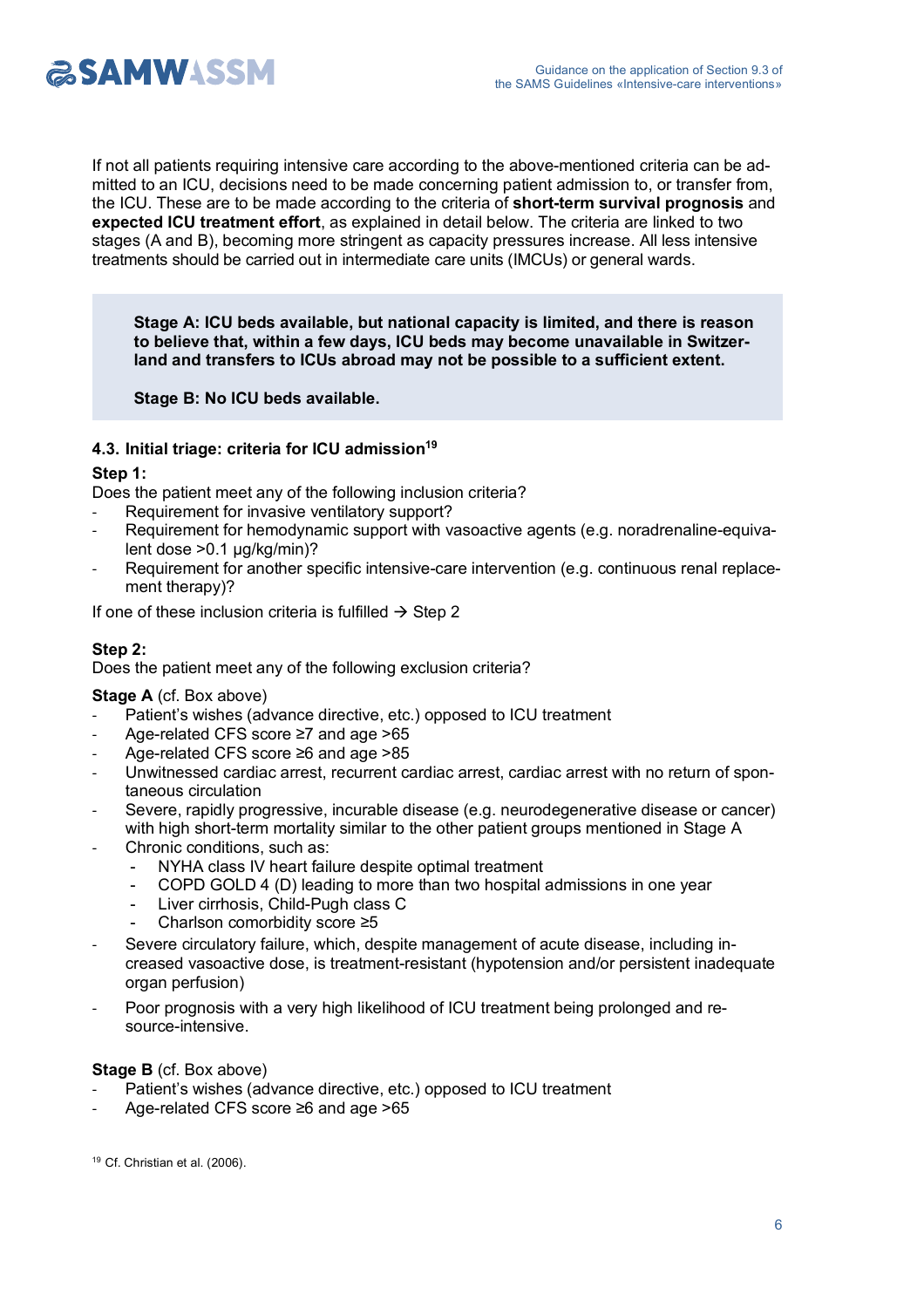If not all patients requiring intensive care according to the above-mentioned criteria can be admitted to an ICU, decisions need to be made concerning patient admission to, or transfer from, the ICU. These are to be made according to the criteria of **short-term survival prognosis** and **expected ICU treatment effort**, as explained in detail below. The criteria are linked to two stages (A and B), becoming more stringent as capacity pressures increase. All less intensive treatments should be carried out in intermediate care units (IMCUs) or general wards.

> **Stage A: ICU beds available, but national capacity is limited, and there is reason to believe that, within a few days, ICU beds may become unavailable in Switzerland and transfers to ICUs abroad may not be possible to a sufficient extent.**
>
> **Stage B: No ICU beds available.**

### 4.3. Initial triage: criteria for ICU admission[19]

**Step 1:**
Does the patient meet any of the following inclusion criteria?

- Requirement for invasive ventilatory support?
- Requirement for hemodynamic support with vasoactive agents (e.g. noradrenaline-equivalent dose >0.1 µg/kg/min)?
- Requirement for another specific intensive-care intervention (e.g. continuous renal replacement therapy)?

If one of these inclusion criteria is fulfilled → Step 2

**Step 2:**
Does the patient meet any of the following exclusion criteria?

**Stage A** (cf. Box above)

- Patient's wishes (advance directive, etc.) opposed to ICU treatment
- Age-related CFS score ≥7 and age >65
- Age-related CFS score ≥6 and age >85
- Unwitnessed cardiac arrest, recurrent cardiac arrest, cardiac arrest with no return of spontaneous circulation
- Severe, rapidly progressive, incurable disease (e.g. neurodegenerative disease or cancer) with high short-term mortality similar to the other patient groups mentioned in Stage A
- Chronic conditions, such as:
  - NYHA class IV heart failure despite optimal treatment
  - COPD GOLD 4 (D) leading to more than two hospital admissions in one year
  - Liver cirrhosis, Child-Pugh class C
  - Charlson comorbidity score ≥5
- Severe circulatory failure, which, despite management of acute disease, including increased vasoactive dose, is treatment-resistant (hypotension and/or persistent inadequate organ perfusion)
- Poor prognosis with a very high likelihood of ICU treatment being prolonged and resource-intensive.

**Stage B** (cf. Box above)

- Patient's wishes (advance directive, etc.) opposed to ICU treatment
- Age-related CFS score ≥6 and age >65

[19] Cf. Christian et al. (2006).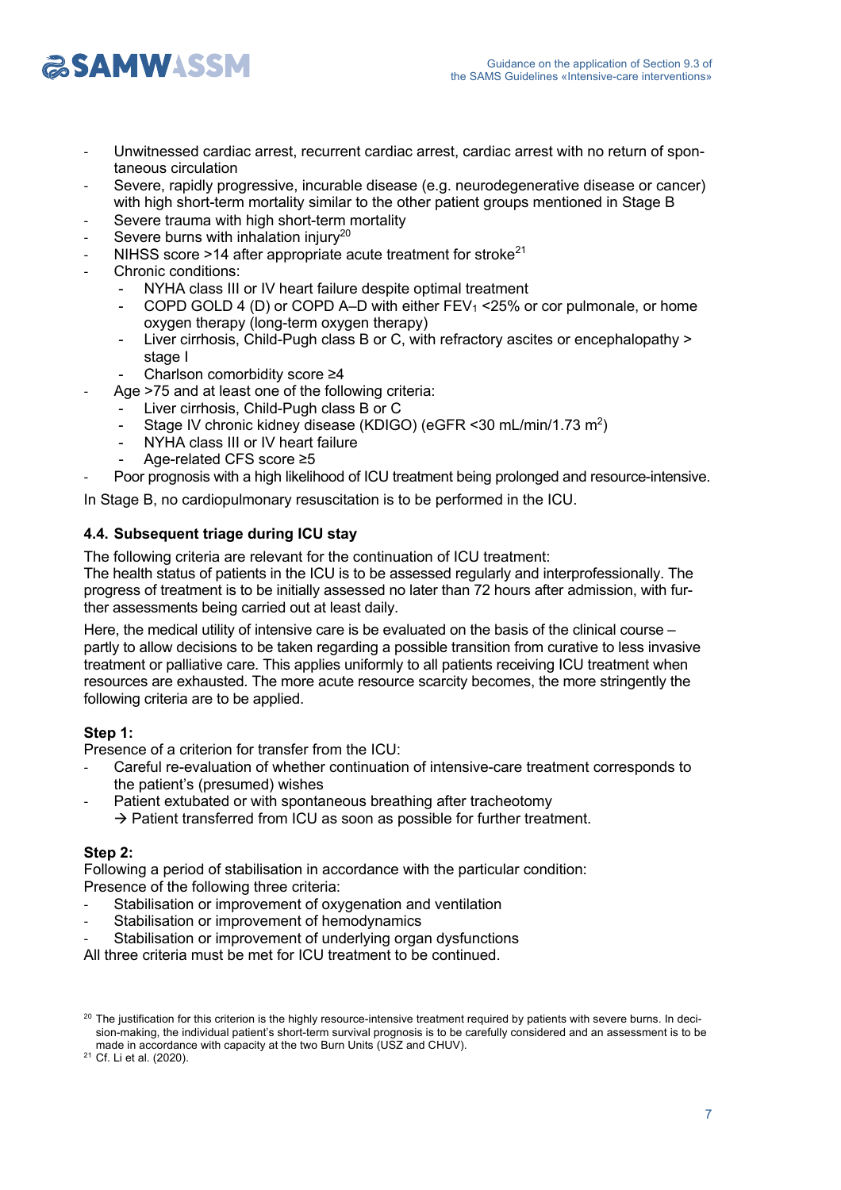- Unwitnessed cardiac arrest, recurrent cardiac arrest, cardiac arrest with no return of spontaneous circulation
- Severe, rapidly progressive, incurable disease (e.g. neurodegenerative disease or cancer) with high short-term mortality similar to the other patient groups mentioned in Stage B
- Severe trauma with high short-term mortality
- Severe burns with inhalation injury[20]
- NIHSS score >14 after appropriate acute treatment for stroke[21]
- Chronic conditions:
  - NYHA class III or IV heart failure despite optimal treatment
  - COPD GOLD 4 (D) or COPD A–D with either $FEV_1$ <25% or cor pulmonale, or home oxygen therapy (long-term oxygen therapy)
  - Liver cirrhosis, Child-Pugh class B or C, with refractory ascites or encephalopathy > stage I
  - Charlson comorbidity score ≥4
- Age >75 and at least one of the following criteria:
  - Liver cirrhosis, Child-Pugh class B or C
  - Stage IV chronic kidney disease (KDIGO) (eGFR <30 mL/min/1.73 $m^2$)
  - NYHA class III or IV heart failure
  - Age-related CFS score ≥5
- Poor prognosis with a high likelihood of ICU treatment being prolonged and resource-intensive.

In Stage B, no cardiopulmonary resuscitation is to be performed in the ICU.

### 4.4. Subsequent triage during ICU stay

The following criteria are relevant for the continuation of ICU treatment:
The health status of patients in the ICU is to be assessed regularly and interprofessionally. The progress of treatment is to be initially assessed no later than 72 hours after admission, with further assessments being carried out at least daily.

Here, the medical utility of intensive care is be evaluated on the basis of the clinical course – partly to allow decisions to be taken regarding a possible transition from curative to less invasive treatment or palliative care. This applies uniformly to all patients receiving ICU treatment when resources are exhausted. The more acute resource scarcity becomes, the more stringently the following criteria are to be applied.

**Step 1:**
Presence of a criterion for transfer from the ICU:

- Careful re-evaluation of whether continuation of intensive-care treatment corresponds to the patient's (presumed) wishes
- Patient extubated or with spontaneous breathing after tracheotomy
  → Patient transferred from ICU as soon as possible for further treatment.

**Step 2:**
Following a period of stabilisation in accordance with the particular condition:
Presence of the following three criteria:

- Stabilisation or improvement of oxygenation and ventilation
- Stabilisation or improvement of hemodynamics
- Stabilisation or improvement of underlying organ dysfunctions

All three criteria must be met for ICU treatment to be continued.

[20] The justification for this criterion is the highly resource-intensive treatment required by patients with severe burns. In decision-making, the individual patient's short-term survival prognosis is to be carefully considered and an assessment is to be made in accordance with capacity at the two Burn Units (USZ and CHUV).

[21] Cf. Li et al. (2020).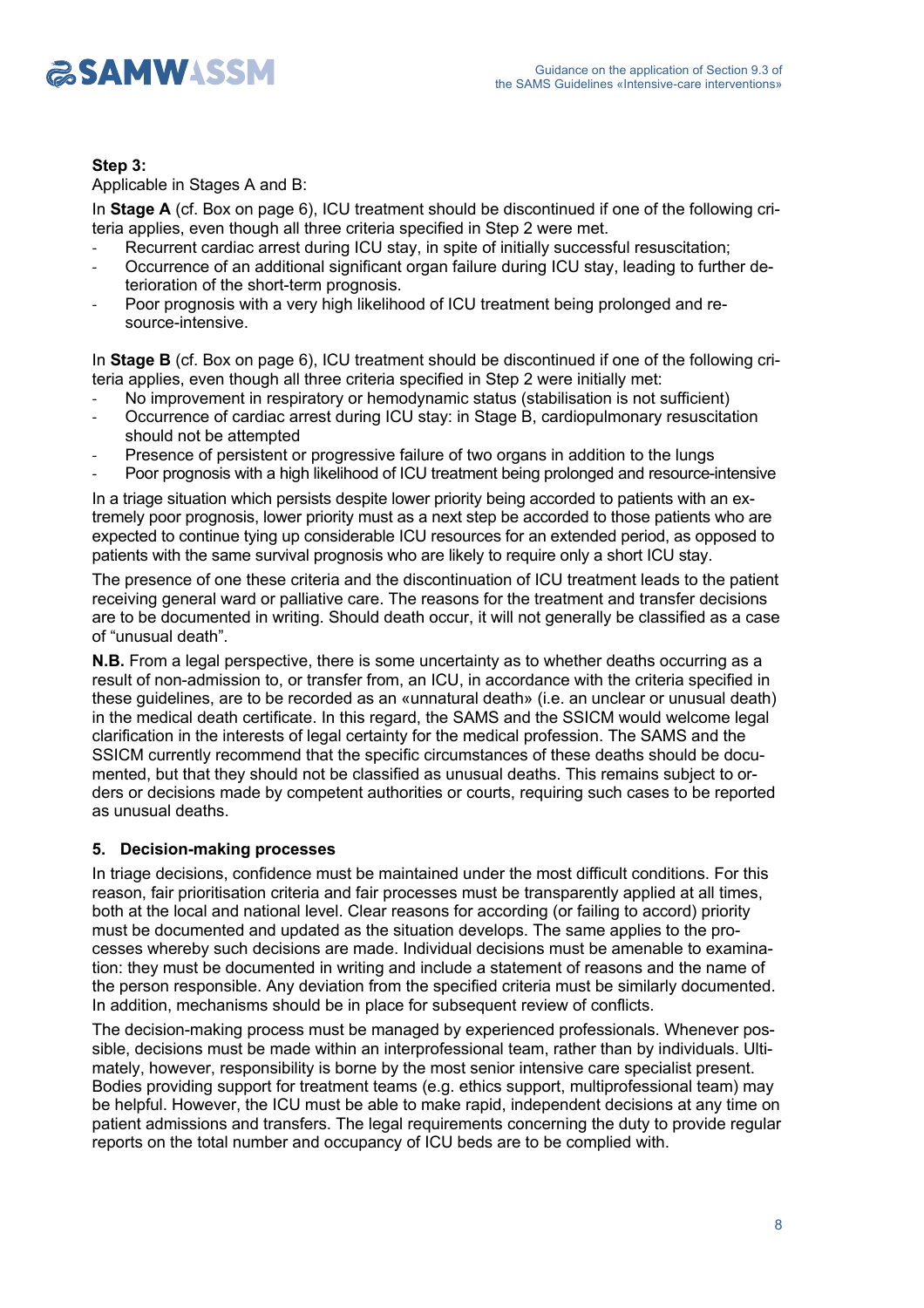**Step 3:**

Applicable in Stages A and B:

In **Stage A** (cf. Box on page 6), ICU treatment should be discontinued if one of the following criteria applies, even though all three criteria specified in Step 2 were met.

- Recurrent cardiac arrest during ICU stay, in spite of initially successful resuscitation;
- Occurrence of an additional significant organ failure during ICU stay, leading to further deterioration of the short-term prognosis.
- Poor prognosis with a very high likelihood of ICU treatment being prolonged and resource-intensive.

In **Stage B** (cf. Box on page 6), ICU treatment should be discontinued if one of the following criteria applies, even though all three criteria specified in Step 2 were initially met:

- No improvement in respiratory or hemodynamic status (stabilisation is not sufficient)
- Occurrence of cardiac arrest during ICU stay: in Stage B, cardiopulmonary resuscitation should not be attempted
- Presence of persistent or progressive failure of two organs in addition to the lungs
- Poor prognosis with a high likelihood of ICU treatment being prolonged and resource-intensive

In a triage situation which persists despite lower priority being accorded to patients with an extremely poor prognosis, lower priority must as a next step be accorded to those patients who are expected to continue tying up considerable ICU resources for an extended period, as opposed to patients with the same survival prognosis who are likely to require only a short ICU stay.

The presence of one these criteria and the discontinuation of ICU treatment leads to the patient receiving general ward or palliative care. The reasons for the treatment and transfer decisions are to be documented in writing. Should death occur, it will not generally be classified as a case of "unusual death".

**N.B.** From a legal perspective, there is some uncertainty as to whether deaths occurring as a result of non-admission to, or transfer from, an ICU, in accordance with the criteria specified in these guidelines, are to be recorded as an «unnatural death» (i.e. an unclear or unusual death) in the medical death certificate. In this regard, the SAMS and the SSICM would welcome legal clarification in the interests of legal certainty for the medical profession. The SAMS and the SSICM currently recommend that the specific circumstances of these deaths should be documented, but that they should not be classified as unusual deaths. This remains subject to orders or decisions made by competent authorities or courts, requiring such cases to be reported as unusual deaths.

## 5. Decision-making processes

In triage decisions, confidence must be maintained under the most difficult conditions. For this reason, fair prioritisation criteria and fair processes must be transparently applied at all times, both at the local and national level. Clear reasons for according (or failing to accord) priority must be documented and updated as the situation develops. The same applies to the processes whereby such decisions are made. Individual decisions must be amenable to examination: they must be documented in writing and include a statement of reasons and the name of the person responsible. Any deviation from the specified criteria must be similarly documented. In addition, mechanisms should be in place for subsequent review of conflicts.

The decision-making process must be managed by experienced professionals. Whenever possible, decisions must be made within an interprofessional team, rather than by individuals. Ultimately, however, responsibility is borne by the most senior intensive care specialist present. Bodies providing support for treatment teams (e.g. ethics support, multiprofessional team) may be helpful. However, the ICU must be able to make rapid, independent decisions at any time on patient admissions and transfers. The legal requirements concerning the duty to provide regular reports on the total number and occupancy of ICU beds are to be complied with.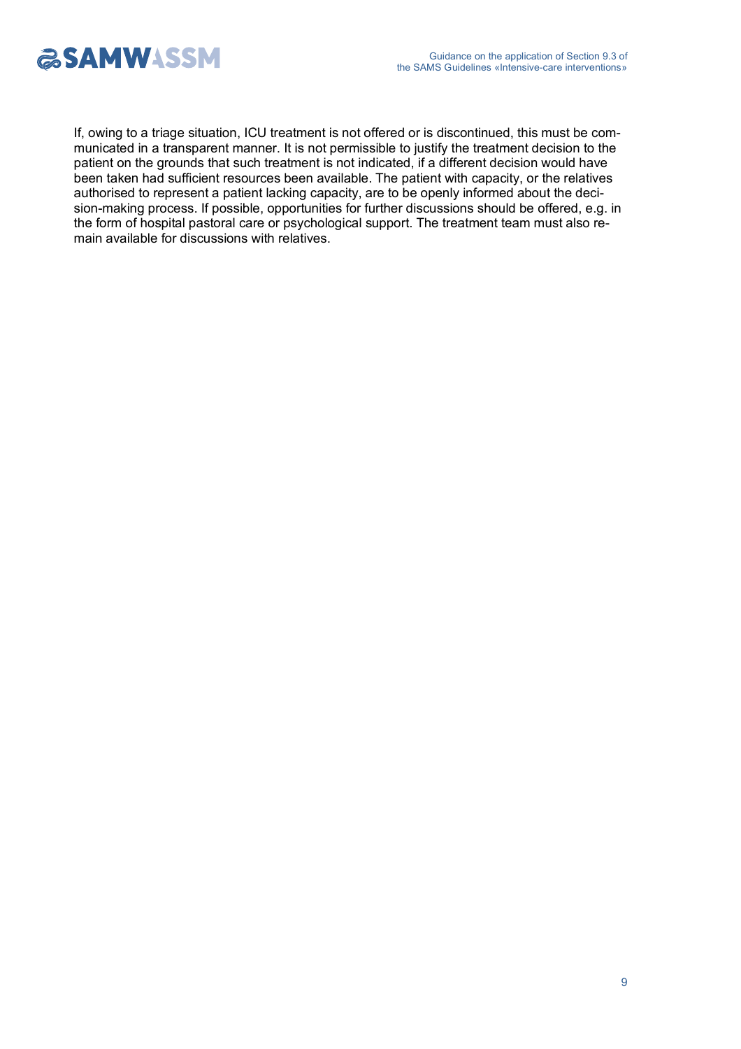If, owing to a triage situation, ICU treatment is not offered or is discontinued, this must be communicated in a transparent manner. It is not permissible to justify the treatment decision to the patient on the grounds that such treatment is not indicated, if a different decision would have been taken had sufficient resources been available. The patient with capacity, or the relatives authorised to represent a patient lacking capacity, are to be openly informed about the decision-making process. If possible, opportunities for further discussions should be offered, e.g. in the form of hospital pastoral care or psychological support. The treatment team must also remain available for discussions with relatives.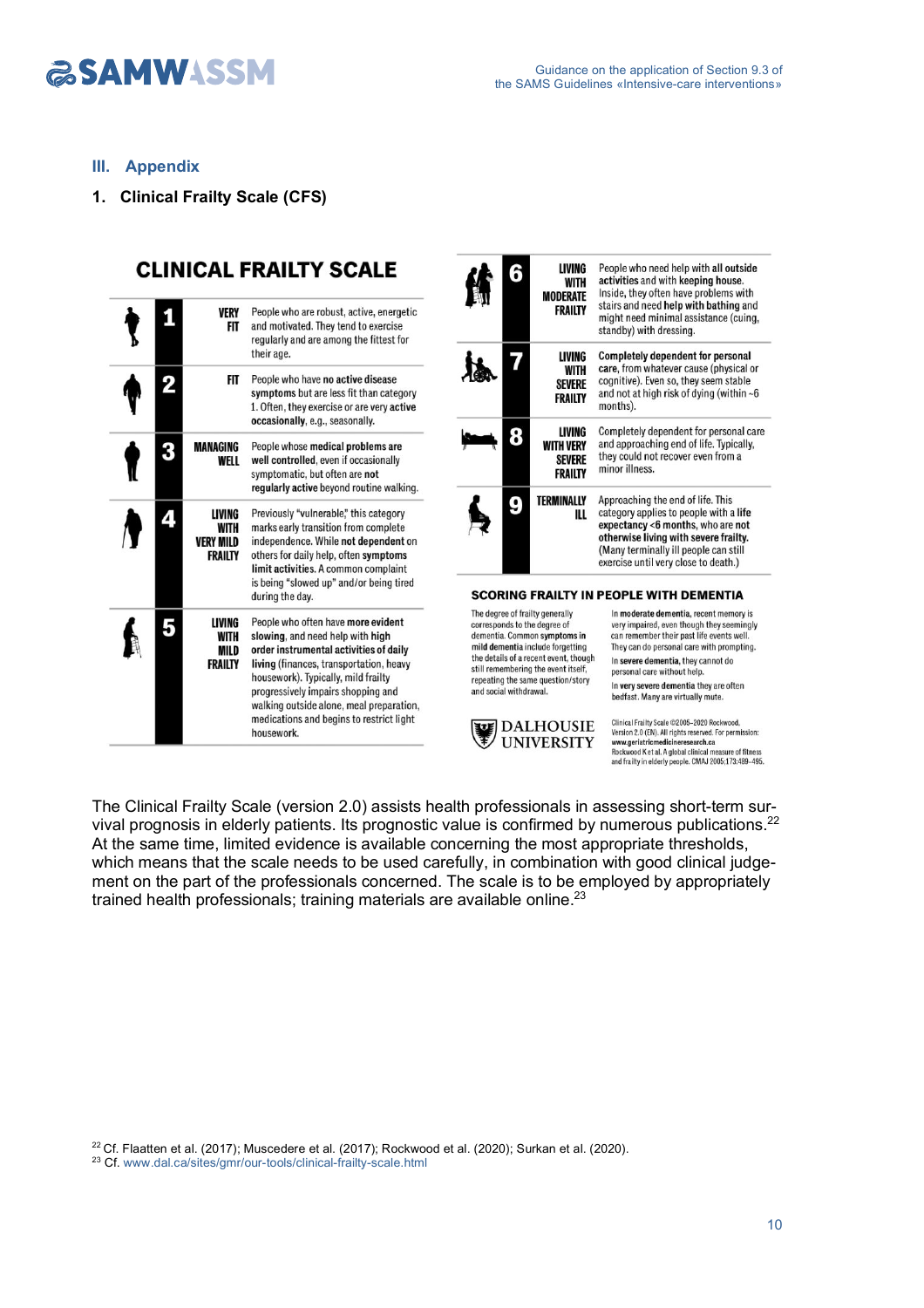## III. Appendix

### 1. Clinical Frailty Scale (CFS)

**CLINICAL FRAILTY SCALE**

| | Category | Description |
|---|---|---|
| 1 | VERY FIT | People who are robust, active, energetic and motivated. They tend to exercise regularly and are among the fittest for their age. |
| 2 | FIT | People who have **no active disease symptoms** but are less fit than category 1. Often, they exercise or are very **active occasionally**, e.g., seasonally. |
| 3 | MANAGING WELL | People whose **medical problems are well controlled**, even if occasionally symptomatic, but often are **not regularly active** beyond routine walking. |
| 4 | LIVING WITH VERY MILD FRAILTY | Previously "vulnerable," this category marks early transition from complete independence. While **not dependent** on others for daily help, often **symptoms limit activities**. A common complaint is being "slowed up" and/or being tired during the day. |
| 5 | LIVING WITH MILD FRAILTY | People who often have **more evident** slowing, and need help with **high order instrumental activities of daily living** (finances, transportation, heavy housework). Typically, mild frailty progressively impairs shopping and walking outside alone, meal preparation, medications and begins to restrict light housework. |
| 6 | LIVING WITH MODERATE FRAILTY | People who need help with **all outside activities** and with **keeping house**. Inside, they often have problems with stairs and need **help with bathing** and might need minimal assistance (cuing, standby) with dressing. |
| 7 | LIVING WITH SEVERE FRAILTY | **Completely dependent for personal care**, from whatever cause (physical or cognitive). Even so, they seem stable and not at high risk of dying (within ~6 months). |
| 8 | LIVING WITH VERY SEVERE FRAILTY | Completely dependent for personal care and approaching end of life. Typically, they could not recover even from a minor illness. |
| 9 | TERMINALLY ILL | Approaching the end of life. This category applies to people with a **life expectancy <6 months**, who are **not otherwise living with severe frailty**. (Many terminally ill people can still exercise until very close to death.) |

**SCORING FRAILTY IN PEOPLE WITH DEMENTIA**

The degree of frailty generally corresponds to the degree of dementia. Common **symptoms in mild dementia** include forgetting the details of a recent event, though still remembering the event itself, repeating the same question/story and social withdrawal.

In **moderate dementia**, recent memory is very impaired, even though they seemingly can remember their past life events well. They can do personal care with prompting.

In **severe dementia**, they cannot do personal care without help.

In **very severe dementia** they are often bedfast. Many are virtually mute.

DALHOUSIE UNIVERSITY

Clinical Frailty Scale ©2005–2020 Rockwood, Version 2.0 (EN). All rights reserved. For permission: www.geriatricmedicineresearch.ca
Rockwood K et al. A global clinical measure of fitness and frailty in elderly people. CMAJ 2005;173:489–495.

The Clinical Frailty Scale (version 2.0) assists health professionals in assessing short-term survival prognosis in elderly patients. Its prognostic value is confirmed by numerous publications.[22] At the same time, limited evidence is available concerning the most appropriate thresholds, which means that the scale needs to be used carefully, in combination with good clinical judgement on the part of the professionals concerned. The scale is to be employed by appropriately trained health professionals; training materials are available online.[23]

[22] Cf. Flaatten et al. (2017); Muscedere et al. (2017); Rockwood et al. (2020); Surkan et al. (2020).
[23] Cf. www.dal.ca/sites/gmr/our-tools/clinical-frailty-scale.html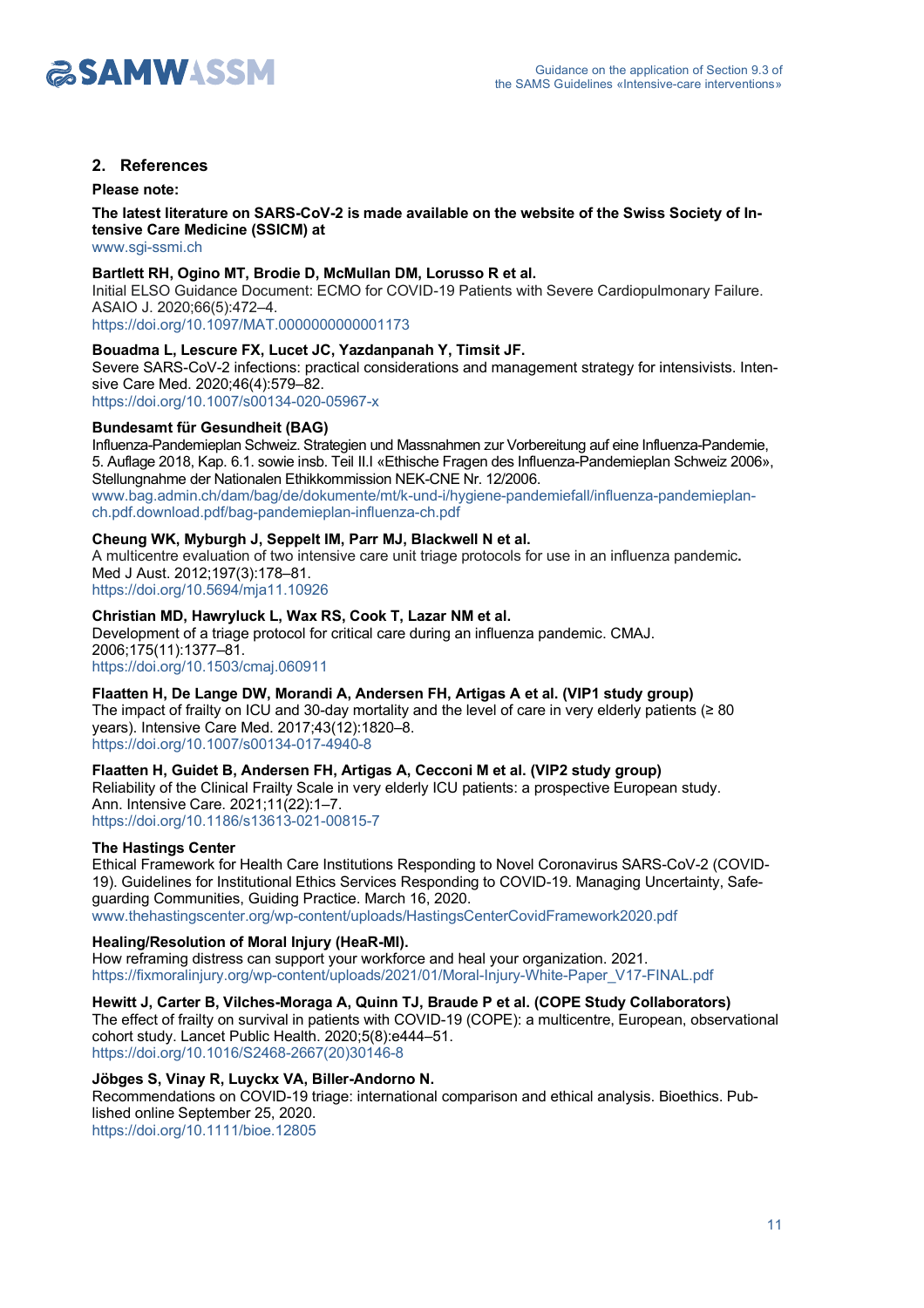## 2. References

**Please note:**

**The latest literature on SARS-CoV-2 is made available on the website of the Swiss Society of Intensive Care Medicine (SSICM) at**
www.sgi-ssmi.ch

**Bartlett RH, Ogino MT, Brodie D, McMullan DM, Lorusso R et al.**
Initial ELSO Guidance Document: ECMO for COVID-19 Patients with Severe Cardiopulmonary Failure. ASAIO J. 2020;66(5):472–4.
https://doi.org/10.1097/MAT.0000000000001173

**Bouadma L, Lescure FX, Lucet JC, Yazdanpanah Y, Timsit JF.**
Severe SARS-CoV-2 infections: practical considerations and management strategy for intensivists. Intensive Care Med. 2020;46(4):579–82.
https://doi.org/10.1007/s00134-020-05967-x

**Bundesamt für Gesundheit (BAG)**
Influenza-Pandemieplan Schweiz. Strategien und Massnahmen zur Vorbereitung auf eine Influenza-Pandemie, 5. Auflage 2018, Kap. 6.1. sowie insb. Teil II.I «Ethische Fragen des Influenza-Pandemieplan Schweiz 2006», Stellungnahme der Nationalen Ethikkommission NEK-CNE Nr. 12/2006.
www.bag.admin.ch/dam/bag/de/dokumente/mt/k-und-i/hygiene-pandemiefall/influenza-pandemieplan-ch.pdf.download.pdf/bag-pandemieplan-influenza-ch.pdf

**Cheung WK, Myburgh J, Seppelt IM, Parr MJ, Blackwell N et al.**
A multicentre evaluation of two intensive care unit triage protocols for use in an influenza pandemic. Med J Aust. 2012;197(3):178–81.
https://doi.org/10.5694/mja11.10926

**Christian MD, Hawryluck L, Wax RS, Cook T, Lazar NM et al.**
Development of a triage protocol for critical care during an influenza pandemic. CMAJ. 2006;175(11):1377–81.
https://doi.org/10.1503/cmaj.060911

**Flaatten H, De Lange DW, Morandi A, Andersen FH, Artigas A et al. (VIP1 study group)**
The impact of frailty on ICU and 30-day mortality and the level of care in very elderly patients (≥ 80 years). Intensive Care Med. 2017;43(12):1820–8.
https://doi.org/10.1007/s00134-017-4940-8

**Flaatten H, Guidet B, Andersen FH, Artigas A, Cecconi M et al. (VIP2 study group)**
Reliability of the Clinical Frailty Scale in very elderly ICU patients: a prospective European study. Ann. Intensive Care. 2021;11(22):1–7.
https://doi.org/10.1186/s13613-021-00815-7

**The Hastings Center**
Ethical Framework for Health Care Institutions Responding to Novel Coronavirus SARS-CoV-2 (COVID-19). Guidelines for Institutional Ethics Services Responding to COVID-19. Managing Uncertainty, Safeguarding Communities, Guiding Practice. March 16, 2020.
www.thehastingscenter.org/wp-content/uploads/HastingsCenterCovidFramework2020.pdf

**Healing/Resolution of Moral Injury (HeaR-MI).**
How reframing distress can support your workforce and heal your organization. 2021.
https://fixmoralinjury.org/wp-content/uploads/2021/01/Moral-Injury-White-Paper_V17-FINAL.pdf

**Hewitt J, Carter B, Vilches-Moraga A, Quinn TJ, Braude P et al. (COPE Study Collaborators)**
The effect of frailty on survival in patients with COVID-19 (COPE): a multicentre, European, observational cohort study. Lancet Public Health. 2020;5(8):e444–51.
https://doi.org/10.1016/S2468-2667(20)30146-8

**Jöbges S, Vinay R, Luyckx VA, Biller-Andorno N.**
Recommendations on COVID-19 triage: international comparison and ethical analysis. Bioethics. Published online September 25, 2020.
https://doi.org/10.1111/bioe.12805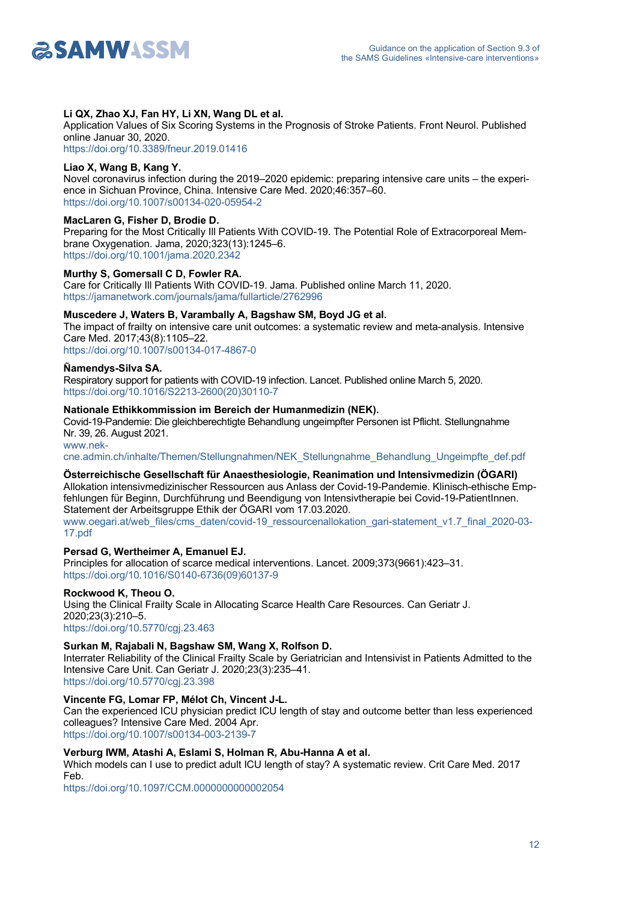**Li QX, Zhao XJ, Fan HY, Li XN, Wang DL et al.**
Application Values of Six Scoring Systems in the Prognosis of Stroke Patients. Front Neurol. Published online Januar 30, 2020.
https://doi.org/10.3389/fneur.2019.01416

**Liao X, Wang B, Kang Y.**
Novel coronavirus infection during the 2019–2020 epidemic: preparing intensive care units – the experience in Sichuan Province, China. Intensive Care Med. 2020;46:357–60.
https://doi.org/10.1007/s00134-020-05954-2

**MacLaren G, Fisher D, Brodie D.**
Preparing for the Most Critically Ill Patients With COVID-19. The Potential Role of Extracorporeal Membrane Oxygenation. Jama, 2020;323(13):1245–6.
https://doi.org/10.1001/jama.2020.2342

**Murthy S, Gomersall C D, Fowler RA.**
Care for Critically Ill Patients With COVID-19. Jama. Published online March 11, 2020.
https://jamanetwork.com/journals/jama/fullarticle/2762996

**Muscedere J, Waters B, Varambally A, Bagshaw SM, Boyd JG et al.**
The impact of frailty on intensive care unit outcomes: a systematic review and meta-analysis. Intensive Care Med. 2017;43(8):1105–22.
https://doi.org/10.1007/s00134-017-4867-0

**Ñamendys-Silva SA.**
Respiratory support for patients with COVID-19 infection. Lancet. Published online March 5, 2020.
https://doi.org/10.1016/S2213-2600(20)30110-7

**Nationale Ethikkommission im Bereich der Humanmedizin (NEK).**
Covid-19-Pandemie: Die gleichberechtigte Behandlung ungeimpfter Personen ist Pflicht. Stellungnahme Nr. 39, 26. August 2021.
www.nek-cne.admin.ch/inhalte/Themen/Stellungnahmen/NEK_Stellungnahme_Behandlung_Ungeimpfte_def.pdf

**Österreichische Gesellschaft für Anaesthesiologie, Reanimation und Intensivmedizin (ÖGARI)**
Allokation intensivmedizinischer Ressourcen aus Anlass der Covid-19-Pandemie. Klinisch-ethische Empfehlungen für Beginn, Durchführung und Beendigung von Intensivtherapie bei Covid-19-PatientInnen. Statement der Arbeitsgruppe Ethik der ÖGARI vom 17.03.2020.
www.oegari.at/web_files/cms_daten/covid-19_ressourcenallokation_gari-statement_v1.7_final_2020-03-17.pdf

**Persad G, Wertheimer A, Emanuel EJ.**
Principles for allocation of scarce medical interventions. Lancet. 2009;373(9661):423–31.
https://doi.org/10.1016/S0140-6736(09)60137-9

**Rockwood K, Theou O.**
Using the Clinical Frailty Scale in Allocating Scarce Health Care Resources. Can Geriatr J. 2020;23(3):210–5.
https://doi.org/10.5770/cgj.23.463

**Surkan M, Rajabali N, Bagshaw SM, Wang X, Rolfson D.**
Interrater Reliability of the Clinical Frailty Scale by Geriatrician and Intensivist in Patients Admitted to the Intensive Care Unit. Can Geriatr J. 2020;23(3):235–41.
https://doi.org/10.5770/cgj.23.398

**Vincente FG, Lomar FP, Mélot Ch, Vincent J-L.**
Can the experienced ICU physician predict ICU length of stay and outcome better than less experienced colleagues? Intensive Care Med. 2004 Apr.
https://doi.org/10.1007/s00134-003-2139-7

**Verburg IWM, Atashi A, Eslami S, Holman R, Abu-Hanna A et al.**
Which models can I use to predict adult ICU length of stay? A systematic review. Crit Care Med. 2017 Feb.
https://doi.org/10.1097/CCM.0000000000002054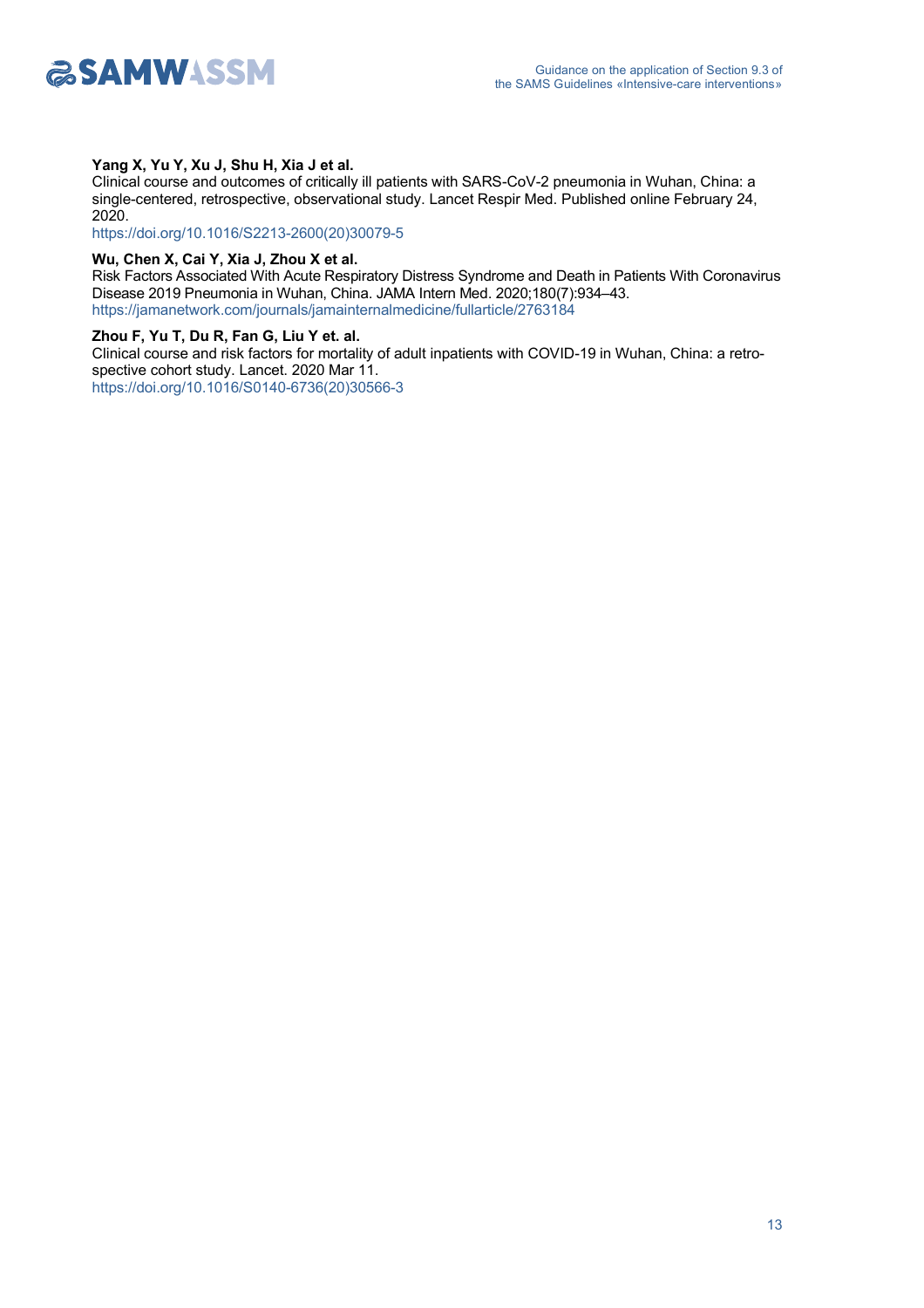**Yang X, Yu Y, Xu J, Shu H, Xia J et al.**
Clinical course and outcomes of critically ill patients with SARS-CoV-2 pneumonia in Wuhan, China: a single-centered, retrospective, observational study. Lancet Respir Med. Published online February 24, 2020.
https://doi.org/10.1016/S2213-2600(20)30079-5

**Wu, Chen X, Cai Y, Xia J, Zhou X et al.**
Risk Factors Associated With Acute Respiratory Distress Syndrome and Death in Patients With Coronavirus Disease 2019 Pneumonia in Wuhan, China. JAMA Intern Med. 2020;180(7):934–43.
https://jamanetwork.com/journals/jamainternalmedicine/fullarticle/2763184

**Zhou F, Yu T, Du R, Fan G, Liu Y et. al.**
Clinical course and risk factors for mortality of adult inpatients with COVID-19 in Wuhan, China: a retrospective cohort study. Lancet. 2020 Mar 11.
https://doi.org/10.1016/S0140-6736(20)30566-3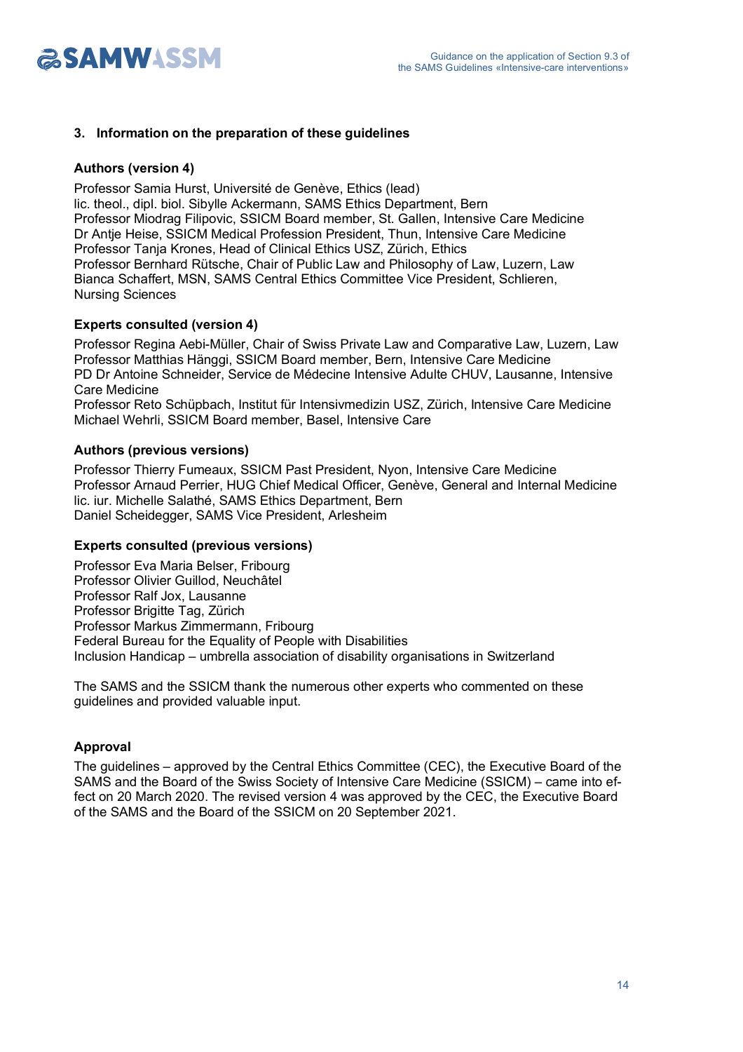## 3. Information on the preparation of these guidelines

**Authors (version 4)**

Professor Samia Hurst, Université de Genève, Ethics (lead)
lic. theol., dipl. biol. Sibylle Ackermann, SAMS Ethics Department, Bern
Professor Miodrag Filipovic, SSICM Board member, St. Gallen, Intensive Care Medicine
Dr Antje Heise, SSICM Medical Profession President, Thun, Intensive Care Medicine
Professor Tanja Krones, Head of Clinical Ethics USZ, Zürich, Ethics
Professor Bernhard Rütsche, Chair of Public Law and Philosophy of Law, Luzern, Law
Bianca Schaffert, MSN, SAMS Central Ethics Committee Vice President, Schlieren, Nursing Sciences

**Experts consulted (version 4)**

Professor Regina Aebi-Müller, Chair of Swiss Private Law and Comparative Law, Luzern, Law
Professor Matthias Hänggi, SSICM Board member, Bern, Intensive Care Medicine
PD Dr Antoine Schneider, Service de Médecine Intensive Adulte CHUV, Lausanne, Intensive Care Medicine
Professor Reto Schüpbach, Institut für Intensivmedizin USZ, Zürich, Intensive Care Medicine
Michael Wehrli, SSICM Board member, Basel, Intensive Care

**Authors (previous versions)**

Professor Thierry Fumeaux, SSICM Past President, Nyon, Intensive Care Medicine
Professor Arnaud Perrier, HUG Chief Medical Officer, Genève, General and Internal Medicine
lic. iur. Michelle Salathé, SAMS Ethics Department, Bern
Daniel Scheidegger, SAMS Vice President, Arlesheim

**Experts consulted (previous versions)**

Professor Eva Maria Belser, Fribourg
Professor Olivier Guillod, Neuchâtel
Professor Ralf Jox, Lausanne
Professor Brigitte Tag, Zürich
Professor Markus Zimmermann, Fribourg
Federal Bureau for the Equality of People with Disabilities
Inclusion Handicap – umbrella association of disability organisations in Switzerland

The SAMS and the SSICM thank the numerous other experts who commented on these guidelines and provided valuable input.

**Approval**

The guidelines – approved by the Central Ethics Committee (CEC), the Executive Board of the SAMS and the Board of the Swiss Society of Intensive Care Medicine (SSICM) – came into effect on 20 March 2020. The revised version 4 was approved by the CEC, the Executive Board of the SAMS and the Board of the SSICM on 20 September 2021.